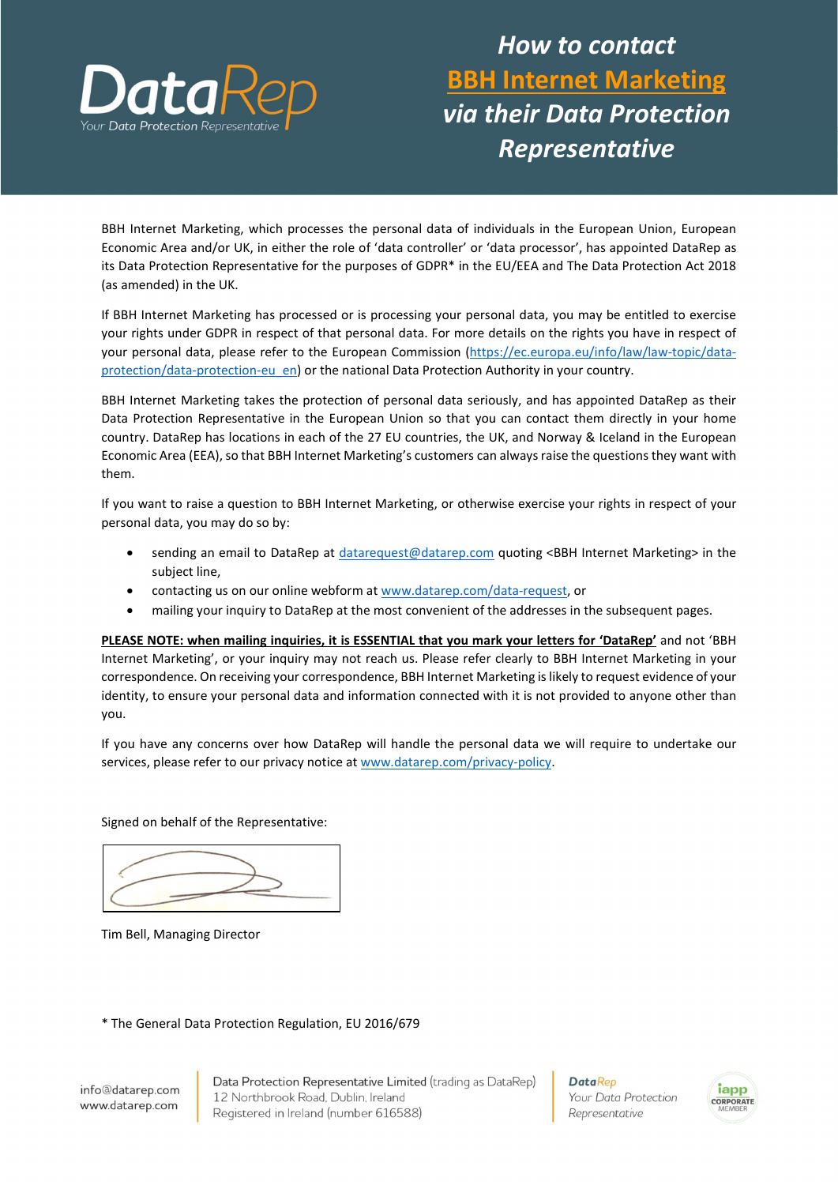# How to contact BBH Internet Marketing via their Data Protection Representative

BBH Internet Marketing, which processes the personal data of individuals in the European Union, European Economic Area and/or UK, in either the role of 'data controller' or 'data processor', has appointed DataRep as its Data Protection Representative for the purposes of GDPR* in the EU/EEA and The Data Protection Act 2018 (as amended) in the UK.

If BBH Internet Marketing has processed or is processing your personal data, you may be entitled to exercise your rights under GDPR in respect of that personal data. For more details on the rights you have in respect of your personal data, please refer to the European Commission (https://ec.europa.eu/info/law/law-topic/data-protection/data-protection-eu_en) or the national Data Protection Authority in your country.

BBH Internet Marketing takes the protection of personal data seriously, and has appointed DataRep as their Data Protection Representative in the European Union so that you can contact them directly in your home country. DataRep has locations in each of the 27 EU countries, the UK, and Norway & Iceland in the European Economic Area (EEA), so that BBH Internet Marketing's customers can always raise the questions they want with them.

If you want to raise a question to BBH Internet Marketing, or otherwise exercise your rights in respect of your personal data, you may do so by:

- sending an email to DataRep at datarequest@datarep.com quoting <BBH Internet Marketing> in the subject line,
- contacting us on our online webform at www.datarep.com/data-request, or
- mailing your inquiry to DataRep at the most convenient of the addresses in the subsequent pages.

**PLEASE NOTE: when mailing inquiries, it is ESSENTIAL that you mark your letters for 'DataRep'** and not 'BBH Internet Marketing', or your inquiry may not reach us. Please refer clearly to BBH Internet Marketing in your correspondence. On receiving your correspondence, BBH Internet Marketing is likely to request evidence of your identity, to ensure your personal data and information connected with it is not provided to anyone other than you.

If you have any concerns over how DataRep will handle the personal data we will require to undertake our services, please refer to our privacy notice at www.datarep.com/privacy-policy.

Signed on behalf of the Representative:

Tim Bell, Managing Director

* The General Data Protection Regulation, EU 2016/679

info@datarep.com
www.datarep.com

Data Protection Representative Limited (trading as DataRep)
12 Northbrook Road, Dublin, Ireland
Registered in Ireland (number 616588)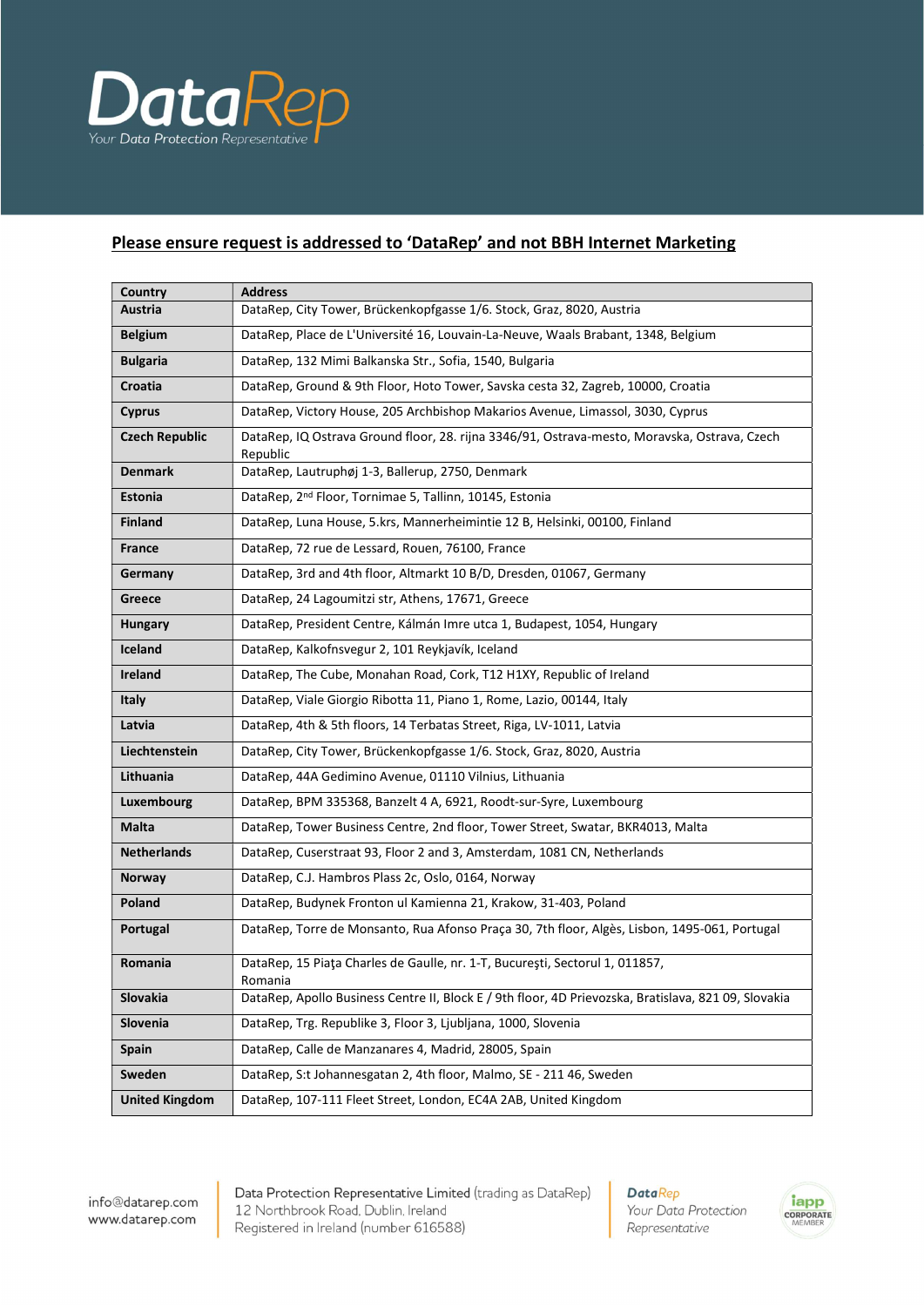DataRep
Your Data Protection Representative

**Please ensure request is addressed to 'DataRep' and not BBH Internet Marketing**

| Country | Address |
|---|---|
| **Austria** | DataRep, City Tower, Brückenkopfgasse 1/6. Stock, Graz, 8020, Austria |
| **Belgium** | DataRep, Place de L'Université 16, Louvain-La-Neuve, Waals Brabant, 1348, Belgium |
| **Bulgaria** | DataRep, 132 Mimi Balkanska Str., Sofia, 1540, Bulgaria |
| **Croatia** | DataRep, Ground & 9th Floor, Hoto Tower, Savska cesta 32, Zagreb, 10000, Croatia |
| **Cyprus** | DataRep, Victory House, 205 Archbishop Makarios Avenue, Limassol, 3030, Cyprus |
| **Czech Republic** | DataRep, IQ Ostrava Ground floor, 28. rijna 3346/91, Ostrava-mesto, Moravska, Ostrava, Czech Republic |
| **Denmark** | DataRep, Lautruphøj 1-3, Ballerup, 2750, Denmark |
| **Estonia** | DataRep, 2nd Floor, Tornimae 5, Tallinn, 10145, Estonia |
| **Finland** | DataRep, Luna House, 5.krs, Mannerheimintie 12 B, Helsinki, 00100, Finland |
| **France** | DataRep, 72 rue de Lessard, Rouen, 76100, France |
| **Germany** | DataRep, 3rd and 4th floor, Altmarkt 10 B/D, Dresden, 01067, Germany |
| **Greece** | DataRep, 24 Lagoumitzi str, Athens, 17671, Greece |
| **Hungary** | DataRep, President Centre, Kálmán Imre utca 1, Budapest, 1054, Hungary |
| **Iceland** | DataRep, Kalkofnsvegur 2, 101 Reykjavík, Iceland |
| **Ireland** | DataRep, The Cube, Monahan Road, Cork, T12 H1XY, Republic of Ireland |
| **Italy** | DataRep, Viale Giorgio Ribotta 11, Piano 1, Rome, Lazio, 00144, Italy |
| **Latvia** | DataRep, 4th & 5th floors, 14 Terbatas Street, Riga, LV-1011, Latvia |
| **Liechtenstein** | DataRep, City Tower, Brückenkopfgasse 1/6. Stock, Graz, 8020, Austria |
| **Lithuania** | DataRep, 44A Gedimino Avenue, 01110 Vilnius, Lithuania |
| **Luxembourg** | DataRep, BPM 335368, Banzelt 4 A, 6921, Roodt-sur-Syre, Luxembourg |
| **Malta** | DataRep, Tower Business Centre, 2nd floor, Tower Street, Swatar, BKR4013, Malta |
| **Netherlands** | DataRep, Cuserstraat 93, Floor 2 and 3, Amsterdam, 1081 CN, Netherlands |
| **Norway** | DataRep, C.J. Hambros Plass 2c, Oslo, 0164, Norway |
| **Poland** | DataRep, Budynek Fronton ul Kamienna 21, Krakow, 31-403, Poland |
| **Portugal** | DataRep, Torre de Monsanto, Rua Afonso Praça 30, 7th floor, Algès, Lisbon, 1495-061, Portugal |
| **Romania** | DataRep, 15 Piaţa Charles de Gaulle, nr. 1-T, Bucureşti, Sectorul 1, 011857, Romania |
| **Slovakia** | DataRep, Apollo Business Centre II, Block E / 9th floor, 4D Prievozska, Bratislava, 821 09, Slovakia |
| **Slovenia** | DataRep, Trg. Republike 3, Floor 3, Ljubljana, 1000, Slovenia |
| **Spain** | DataRep, Calle de Manzanares 4, Madrid, 28005, Spain |
| **Sweden** | DataRep, S:t Johannesgatan 2, 4th floor, Malmo, SE - 211 46, Sweden |
| **United Kingdom** | DataRep, 107-111 Fleet Street, London, EC4A 2AB, United Kingdom |

info@datarep.com
www.datarep.com

Data Protection Representative Limited (trading as DataRep)
12 Northbrook Road, Dublin, Ireland
Registered in Ireland (number 616588)

DataRep
Your Data Protection Representative

iapp CORPORATE MEMBER